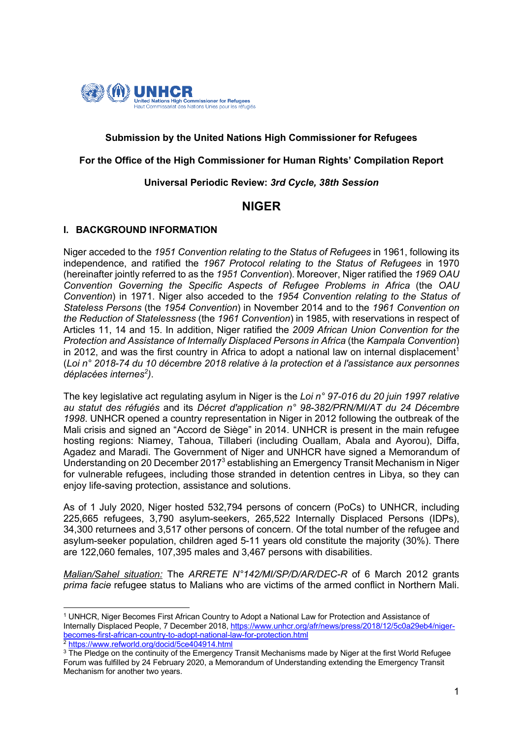**Submission by the United Nations High Commissioner for Refugees**

**For the Office of the High Commissioner for Human Rights' Compilation Report**

**Universal Periodic Review: *3rd Cycle, 38th Session***

# NIGER

## I. BACKGROUND INFORMATION

Niger acceded to the *1951 Convention relating to the Status of Refugees* in 1961, following its independence, and ratified the *1967 Protocol relating to the Status of Refugees* in 1970 (hereinafter jointly referred to as the *1951 Convention*). Moreover, Niger ratified the *1969 OAU Convention Governing the Specific Aspects of Refugee Problems in Africa* (the *OAU Convention*) in 1971. Niger also acceded to the *1954 Convention relating to the Status of Stateless Persons* (the *1954 Convention*) in November 2014 and to the *1961 Convention on the Reduction of Statelessness* (the *1961 Convention*) in 1985, with reservations in respect of Articles 11, 14 and 15. In addition, Niger ratified the *2009 African Union Convention for the Protection and Assistance of Internally Displaced Persons in Africa* (the *Kampala Convention*) in 2012, and was the first country in Africa to adopt a national law on internal displacement[1] (*Loi n° 2018-74 du 10 décembre 2018 relative à la protection et à l'assistance aux personnes déplacées internes*[2]).

The key legislative act regulating asylum in Niger is the *Loi n° 97-016 du 20 juin 1997 relative au statut des réfugiés* and its *Décret d'application n° 98-382/PRN/MI/AT du 24 Décembre 1998*. UNHCR opened a country representation in Niger in 2012 following the outbreak of the Mali crisis and signed an "Accord de Siège" in 2014. UNHCR is present in the main refugee hosting regions: Niamey, Tahoua, Tillaberi (including Ouallam, Abala and Ayorou), Diffa, Agadez and Maradi. The Government of Niger and UNHCR have signed a Memorandum of Understanding on 20 December 2017[3] establishing an Emergency Transit Mechanism in Niger for vulnerable refugees, including those stranded in detention centres in Libya, so they can enjoy life-saving protection, assistance and solutions.

As of 1 July 2020, Niger hosted 532,794 persons of concern (PoCs) to UNHCR, including 225,665 refugees, 3,790 asylum-seekers, 265,522 Internally Displaced Persons (IDPs), 34,300 returnees and 3,517 other persons of concern. Of the total number of the refugee and asylum-seeker population, children aged 5-11 years old constitute the majority (30%). There are 122,060 females, 107,395 males and 3,467 persons with disabilities.

<u>*Malian/Sahel situation:*</u> The *ARRETE N°142/MI/SP/D/AR/DEC-R* of 6 March 2012 grants *prima facie* refugee status to Malians who are victims of the armed conflict in Northern Mali.

---

[1] UNHCR, Niger Becomes First African Country to Adopt a National Law for Protection and Assistance of Internally Displaced People, 7 December 2018, https://www.unhcr.org/afr/news/press/2018/12/5c0a29eb4/niger-becomes-first-african-country-to-adopt-national-law-for-protection.html

[2] https://www.refworld.org/docid/5ce404914.html

[3] The Pledge on the continuity of the Emergency Transit Mechanisms made by Niger at the first World Refugee Forum was fulfilled by 24 February 2020, a Memorandum of Understanding extending the Emergency Transit Mechanism for another two years.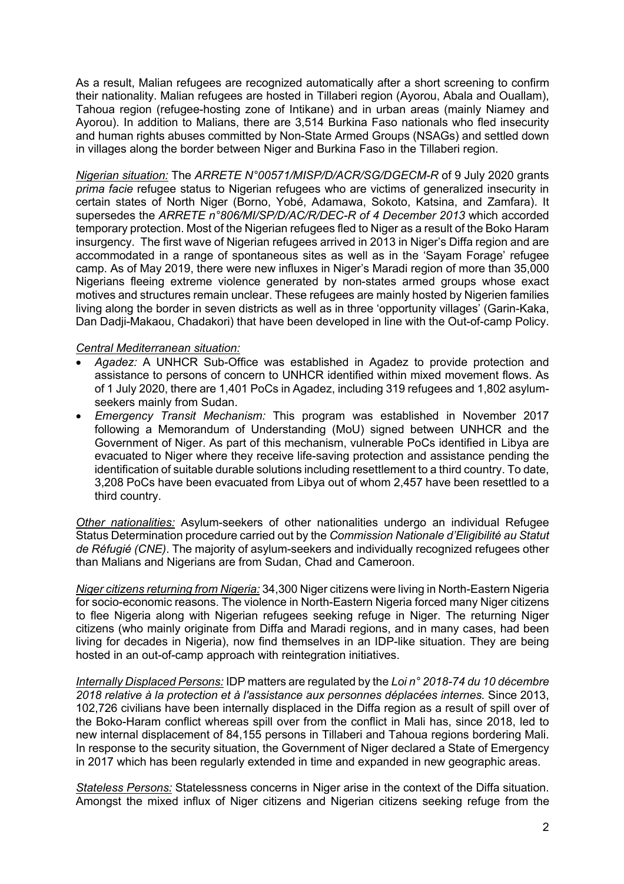As a result, Malian refugees are recognized automatically after a short screening to confirm their nationality. Malian refugees are hosted in Tillaberi region (Ayorou, Abala and Ouallam), Tahoua region (refugee-hosting zone of Intikane) and in urban areas (mainly Niamey and Ayorou). In addition to Malians, there are 3,514 Burkina Faso nationals who fled insecurity and human rights abuses committed by Non-State Armed Groups (NSAGs) and settled down in villages along the border between Niger and Burkina Faso in the Tillaberi region.

*Nigerian situation:* The *ARRETE N°00571/MISP/D/ACR/SG/DGECM-R* of 9 July 2020 grants *prima facie* refugee status to Nigerian refugees who are victims of generalized insecurity in certain states of North Niger (Borno, Yobé, Adamawa, Sokoto, Katsina, and Zamfara). It supersedes the *ARRETE n°806/MI/SP/D/AC/R/DEC-R of 4 December 2013* which accorded temporary protection. Most of the Nigerian refugees fled to Niger as a result of the Boko Haram insurgency. The first wave of Nigerian refugees arrived in 2013 in Niger's Diffa region and are accommodated in a range of spontaneous sites as well as in the 'Sayam Forage' refugee camp. As of May 2019, there were new influxes in Niger's Maradi region of more than 35,000 Nigerians fleeing extreme violence generated by non-states armed groups whose exact motives and structures remain unclear. These refugees are mainly hosted by Nigerien families living along the border in seven districts as well as in three 'opportunity villages' (Garin-Kaka, Dan Dadji-Makaou, Chadakori) that have been developed in line with the Out-of-camp Policy.

*Central Mediterranean situation:*

- *Agadez:* A UNHCR Sub-Office was established in Agadez to provide protection and assistance to persons of concern to UNHCR identified within mixed movement flows. As of 1 July 2020, there are 1,401 PoCs in Agadez, including 319 refugees and 1,802 asylum-seekers mainly from Sudan.
- *Emergency Transit Mechanism:* This program was established in November 2017 following a Memorandum of Understanding (MoU) signed between UNHCR and the Government of Niger. As part of this mechanism, vulnerable PoCs identified in Libya are evacuated to Niger where they receive life-saving protection and assistance pending the identification of suitable durable solutions including resettlement to a third country. To date, 3,208 PoCs have been evacuated from Libya out of whom 2,457 have been resettled to a third country.

*Other nationalities:* Asylum-seekers of other nationalities undergo an individual Refugee Status Determination procedure carried out by the *Commission Nationale d'Eligibilité au Statut de Réfugié (CNE)*. The majority of asylum-seekers and individually recognized refugees other than Malians and Nigerians are from Sudan, Chad and Cameroon.

*Niger citizens returning from Nigeria:* 34,300 Niger citizens were living in North-Eastern Nigeria for socio-economic reasons. The violence in North-Eastern Nigeria forced many Niger citizens to flee Nigeria along with Nigerian refugees seeking refuge in Niger. The returning Niger citizens (who mainly originate from Diffa and Maradi regions, and in many cases, had been living for decades in Nigeria), now find themselves in an IDP-like situation. They are being hosted in an out-of-camp approach with reintegration initiatives.

*Internally Displaced Persons:* IDP matters are regulated by the *Loi n° 2018-74 du 10 décembre 2018 relative à la protection et à l'assistance aux personnes déplacées internes.* Since 2013, 102,726 civilians have been internally displaced in the Diffa region as a result of spill over of the Boko-Haram conflict whereas spill over from the conflict in Mali has, since 2018, led to new internal displacement of 84,155 persons in Tillaberi and Tahoua regions bordering Mali. In response to the security situation, the Government of Niger declared a State of Emergency in 2017 which has been regularly extended in time and expanded in new geographic areas.

*Stateless Persons:* Statelessness concerns in Niger arise in the context of the Diffa situation. Amongst the mixed influx of Niger citizens and Nigerian citizens seeking refuge from the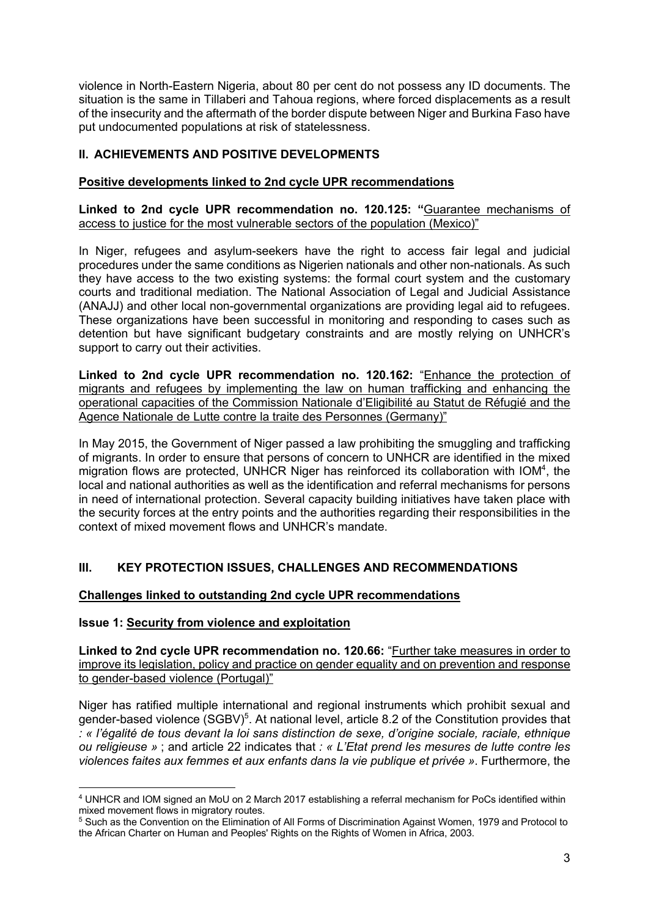violence in North-Eastern Nigeria, about 80 per cent do not possess any ID documents. The situation is the same in Tillaberi and Tahoua regions, where forced displacements as a result of the insecurity and the aftermath of the border dispute between Niger and Burkina Faso have put undocumented populations at risk of statelessness.

## II. ACHIEVEMENTS AND POSITIVE DEVELOPMENTS

### Positive developments linked to 2nd cycle UPR recommendations

**Linked to 2nd cycle UPR recommendation no. 120.125: "**Guarantee mechanisms of access to justice for the most vulnerable sectors of the population (Mexico)"

In Niger, refugees and asylum-seekers have the right to access fair legal and judicial procedures under the same conditions as Nigerien nationals and other non-nationals. As such they have access to the two existing systems: the formal court system and the customary courts and traditional mediation. The National Association of Legal and Judicial Assistance (ANAJJ) and other local non-governmental organizations are providing legal aid to refugees. These organizations have been successful in monitoring and responding to cases such as detention but have significant budgetary constraints and are mostly relying on UNHCR's support to carry out their activities.

**Linked to 2nd cycle UPR recommendation no. 120.162:** "Enhance the protection of migrants and refugees by implementing the law on human trafficking and enhancing the operational capacities of the Commission Nationale d'Eligibilité au Statut de Réfugié and the Agence Nationale de Lutte contre la traite des Personnes (Germany)"

In May 2015, the Government of Niger passed a law prohibiting the smuggling and trafficking of migrants. In order to ensure that persons of concern to UNHCR are identified in the mixed migration flows are protected, UNHCR Niger has reinforced its collaboration with IOM[4], the local and national authorities as well as the identification and referral mechanisms for persons in need of international protection. Several capacity building initiatives have taken place with the security forces at the entry points and the authorities regarding their responsibilities in the context of mixed movement flows and UNHCR's mandate.

## III. KEY PROTECTION ISSUES, CHALLENGES AND RECOMMENDATIONS

### Challenges linked to outstanding 2nd cycle UPR recommendations

**Issue 1: Security from violence and exploitation**

**Linked to 2nd cycle UPR recommendation no. 120.66:** "Further take measures in order to improve its legislation, policy and practice on gender equality and on prevention and response to gender-based violence (Portugal)"

Niger has ratified multiple international and regional instruments which prohibit sexual and gender-based violence (SGBV)[5]. At national level, article 8.2 of the Constitution provides that *: « l'égalité de tous devant la loi sans distinction de sexe, d'origine sociale, raciale, ethnique ou religieuse »* ; and article 22 indicates that *: « L'Etat prend les mesures de lutte contre les violences faites aux femmes et aux enfants dans la vie publique et privée »*. Furthermore, the

---

[4] UNHCR and IOM signed an MoU on 2 March 2017 establishing a referral mechanism for PoCs identified within mixed movement flows in migratory routes.

[5] Such as the Convention on the Elimination of All Forms of Discrimination Against Women, 1979 and Protocol to the African Charter on Human and Peoples' Rights on the Rights of Women in Africa, 2003.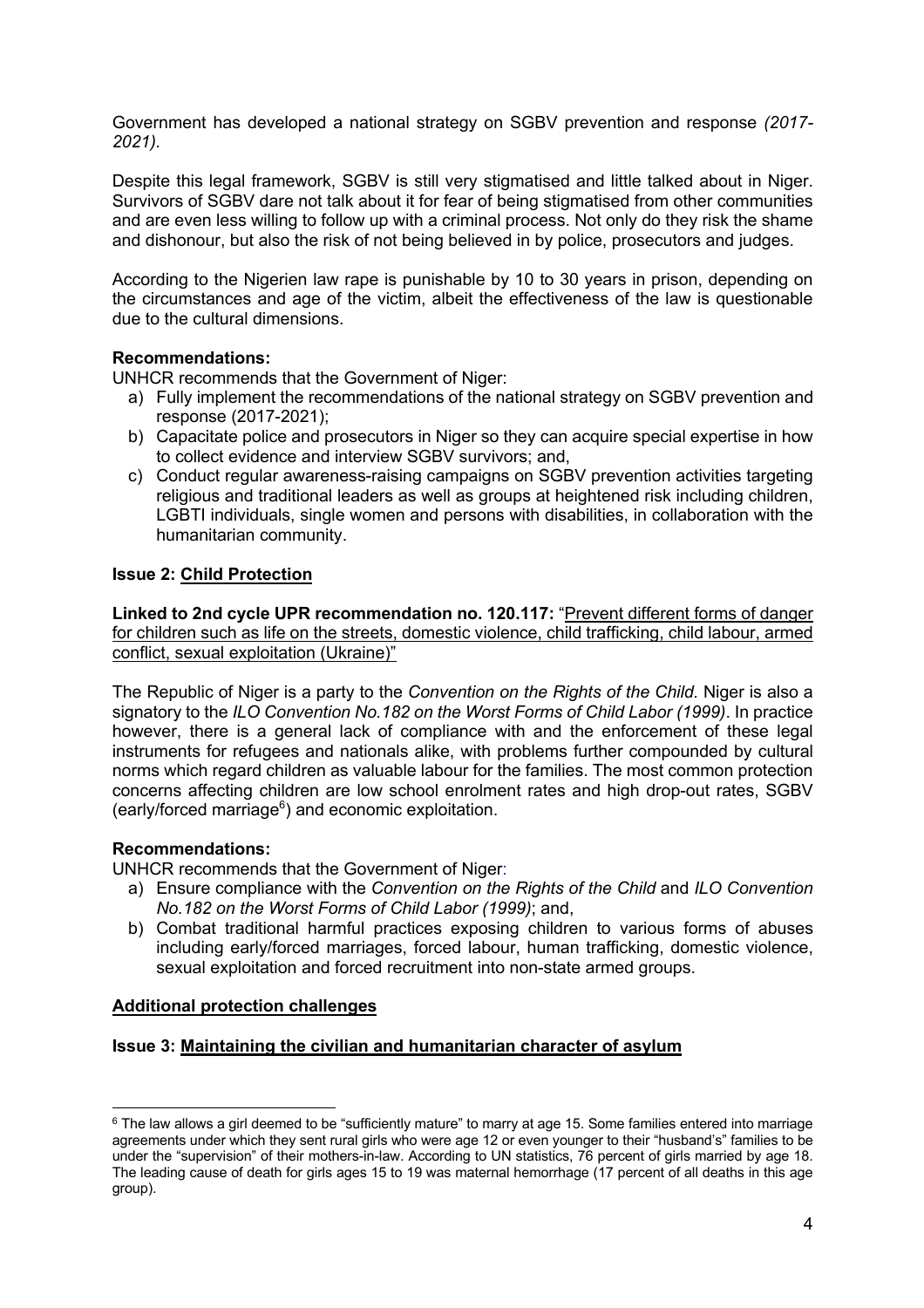Government has developed a national strategy on SGBV prevention and response *(2017-2021).*

Despite this legal framework, SGBV is still very stigmatised and little talked about in Niger. Survivors of SGBV dare not talk about it for fear of being stigmatised from other communities and are even less willing to follow up with a criminal process. Not only do they risk the shame and dishonour, but also the risk of not being believed in by police, prosecutors and judges.

According to the Nigerien law rape is punishable by 10 to 30 years in prison, depending on the circumstances and age of the victim, albeit the effectiveness of the law is questionable due to the cultural dimensions.

**Recommendations:**

UNHCR recommends that the Government of Niger:

a) Fully implement the recommendations of the national strategy on SGBV prevention and response (2017-2021);
b) Capacitate police and prosecutors in Niger so they can acquire special expertise in how to collect evidence and interview SGBV survivors; and,
c) Conduct regular awareness-raising campaigns on SGBV prevention activities targeting religious and traditional leaders as well as groups at heightened risk including children, LGBTI individuals, single women and persons with disabilities, in collaboration with the humanitarian community.

### Issue 2: Child Protection

**Linked to 2nd cycle UPR recommendation no. 120.117:** "Prevent different forms of danger for children such as life on the streets, domestic violence, child trafficking, child labour, armed conflict, sexual exploitation (Ukraine)"

The Republic of Niger is a party to the *Convention on the Rights of the Child.* Niger is also a signatory to the *ILO Convention No.182 on the Worst Forms of Child Labor (1999)*. In practice however, there is a general lack of compliance with and the enforcement of these legal instruments for refugees and nationals alike, with problems further compounded by cultural norms which regard children as valuable labour for the families. The most common protection concerns affecting children are low school enrolment rates and high drop-out rates, SGBV (early/forced marriage[6]) and economic exploitation.

**Recommendations:**

UNHCR recommends that the Government of Niger:

a) Ensure compliance with the *Convention on the Rights of the Child* and *ILO Convention No.182 on the Worst Forms of Child Labor (1999)*; and,
b) Combat traditional harmful practices exposing children to various forms of abuses including early/forced marriages, forced labour, human trafficking, domestic violence, sexual exploitation and forced recruitment into non-state armed groups.

## Additional protection challenges

### Issue 3: Maintaining the civilian and humanitarian character of asylum

---

[6] The law allows a girl deemed to be "sufficiently mature" to marry at age 15. Some families entered into marriage agreements under which they sent rural girls who were age 12 or even younger to their "husband's" families to be under the "supervision" of their mothers-in-law. According to UN statistics, 76 percent of girls married by age 18. The leading cause of death for girls ages 15 to 19 was maternal hemorrhage (17 percent of all deaths in this age group).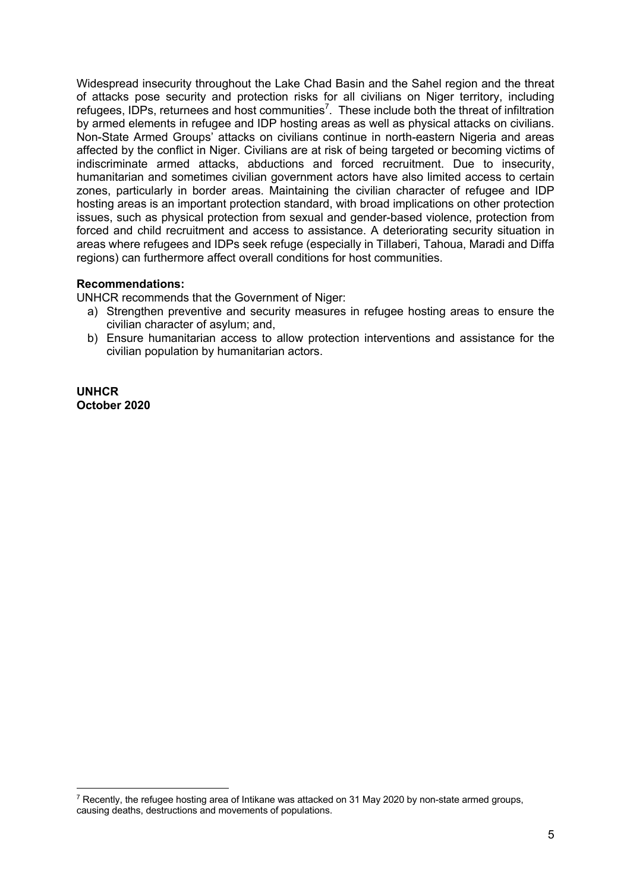Widespread insecurity throughout the Lake Chad Basin and the Sahel region and the threat of attacks pose security and protection risks for all civilians on Niger territory, including refugees, IDPs, returnees and host communities[7]. These include both the threat of infiltration by armed elements in refugee and IDP hosting areas as well as physical attacks on civilians. Non-State Armed Groups' attacks on civilians continue in north-eastern Nigeria and areas affected by the conflict in Niger. Civilians are at risk of being targeted or becoming victims of indiscriminate armed attacks, abductions and forced recruitment. Due to insecurity, humanitarian and sometimes civilian government actors have also limited access to certain zones, particularly in border areas. Maintaining the civilian character of refugee and IDP hosting areas is an important protection standard, with broad implications on other protection issues, such as physical protection from sexual and gender-based violence, protection from forced and child recruitment and access to assistance. A deteriorating security situation in areas where refugees and IDPs seek refuge (especially in Tillaberi, Tahoua, Maradi and Diffa regions) can furthermore affect overall conditions for host communities.

**Recommendations:**

UNHCR recommends that the Government of Niger:

a) Strengthen preventive and security measures in refugee hosting areas to ensure the civilian character of asylum; and,
b) Ensure humanitarian access to allow protection interventions and assistance for the civilian population by humanitarian actors.

**UNHCR**
**October 2020**

[7] Recently, the refugee hosting area of Intikane was attacked on 31 May 2020 by non-state armed groups, causing deaths, destructions and movements of populations.